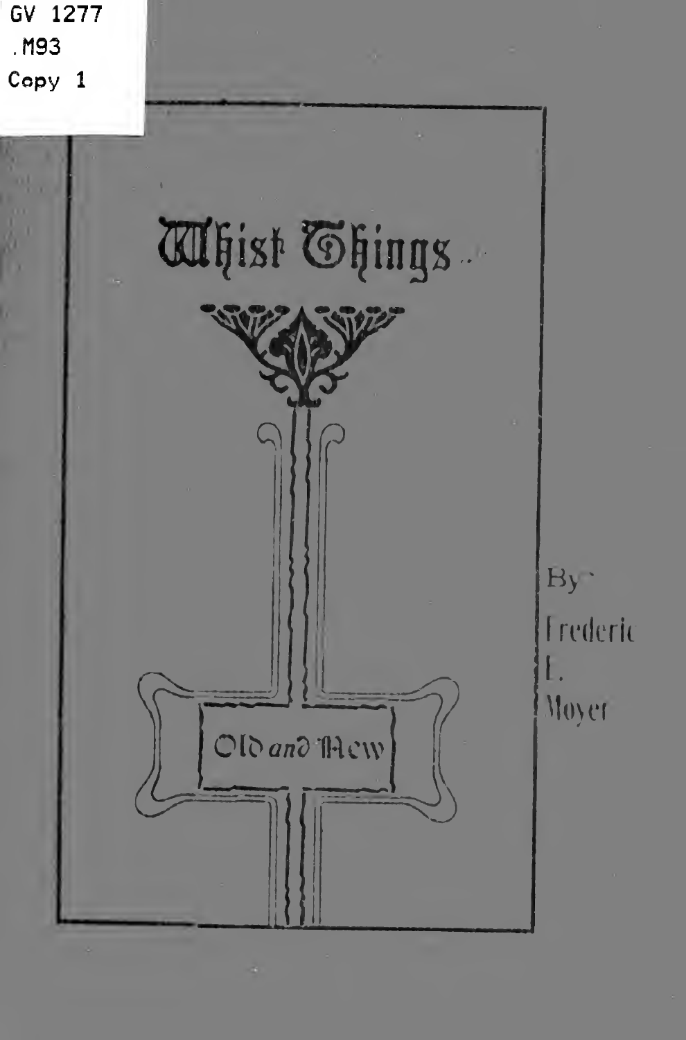GV 1277
.M93
Copy 1

# Whist Things

Old and New

By
Frederic
E.
Moyer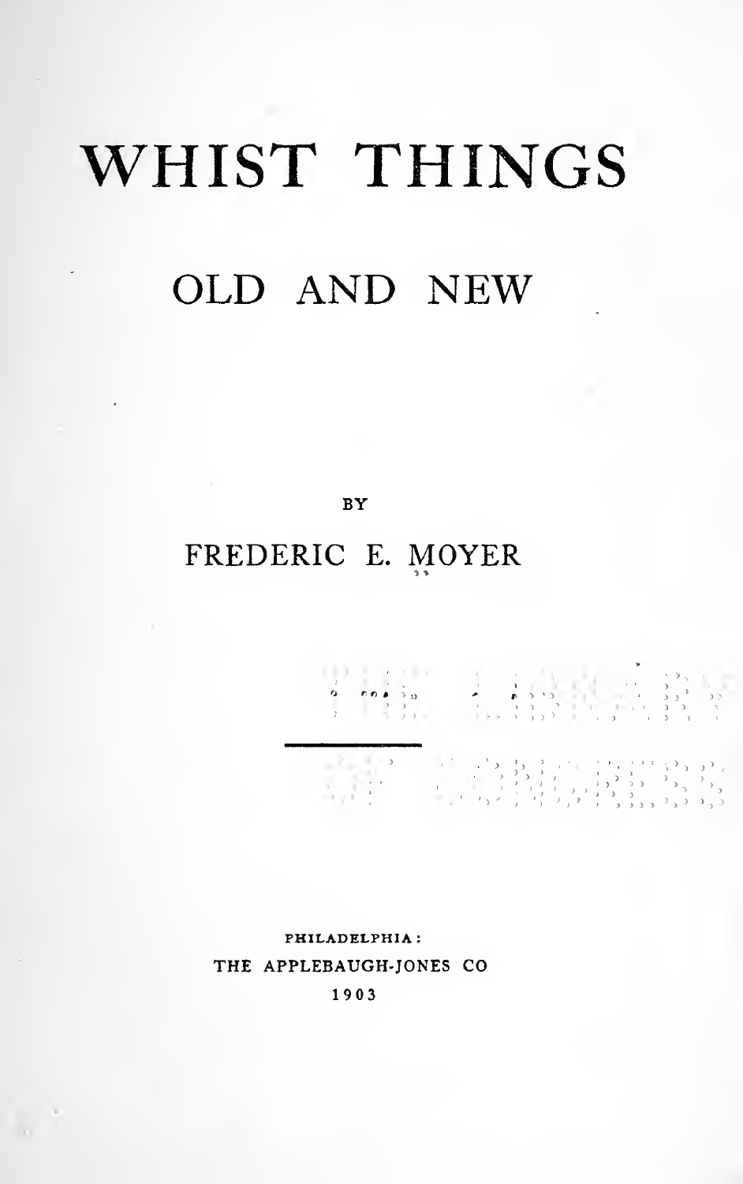# WHIST THINGS

## OLD AND NEW

BY

FREDERIC E. MOYER

PHILADELPHIA:
THE APPLEBAUGH-JONES CO
1903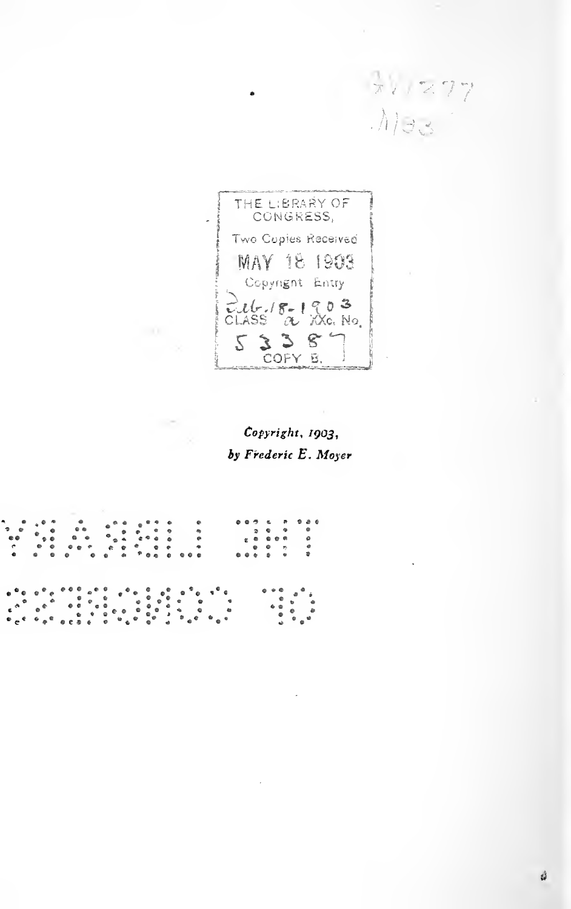THE LIBRARY OF CONGRESS,

Two Copies Received

MAY 18 1903

Copyright Entry

Feb. 18-1903

CLASS a XXc. No.

53387

COPY B.

*Copyright, 1903,*
*by Frederic E. Moyer*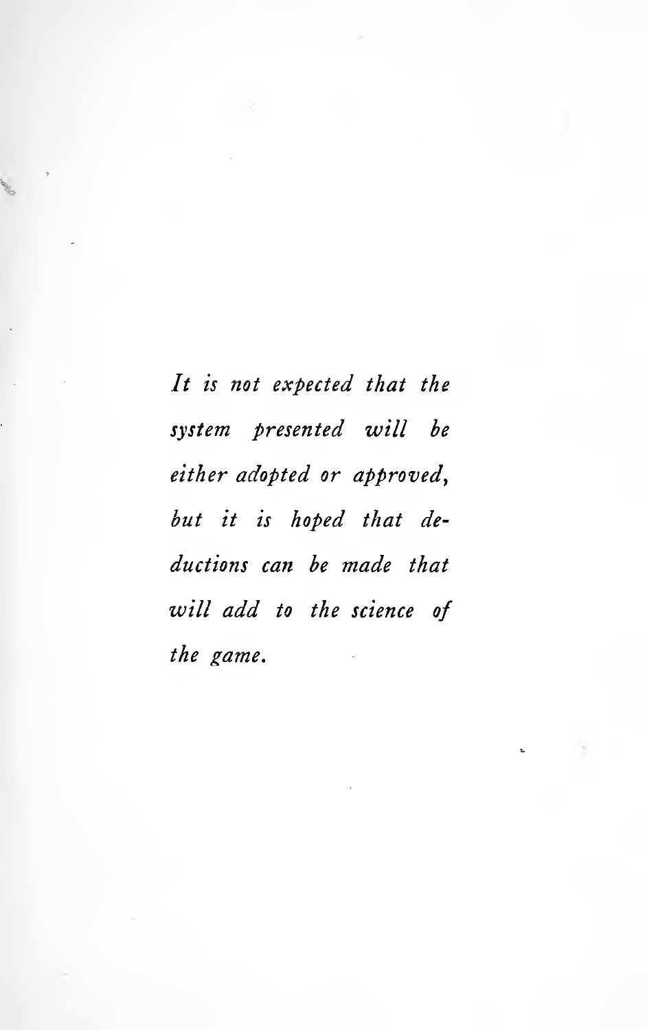*It is not expected that the system presented will be either adopted or approved, but it is hoped that deductions can be made that will add to the science of the game.*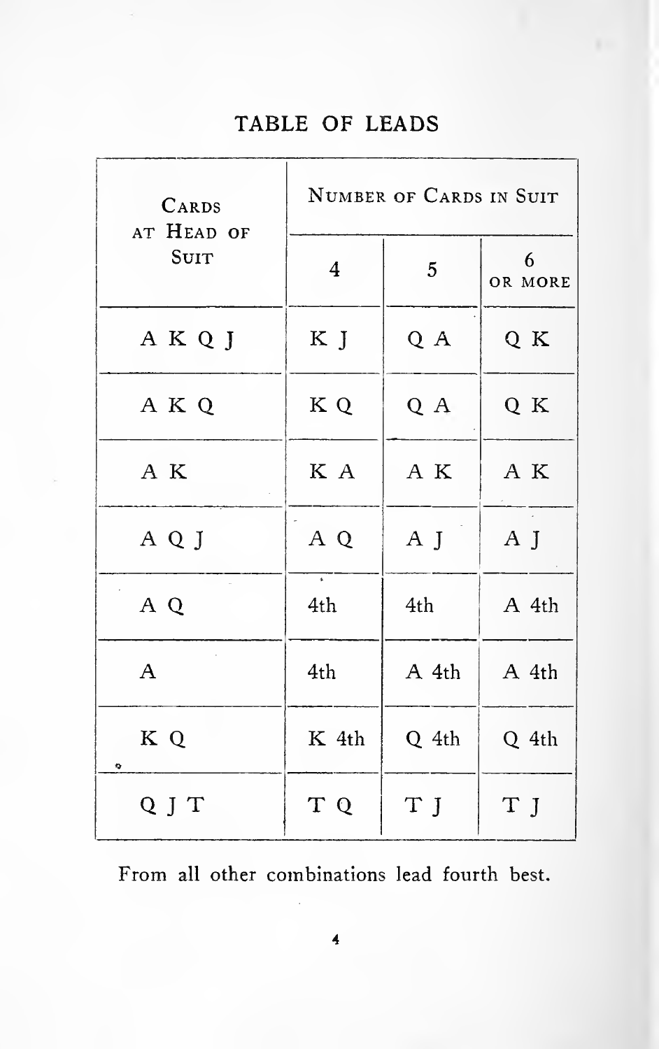## TABLE OF LEADS

| Cards at Head of Suit | Number of Cards in Suit | | |
|---|---|---|---|
| | 4 | 5 | 6 or more |
| A K Q J | K J | Q A | Q K |
| A K Q | K Q | Q A | Q K |
| A K | K A | A K | A K |
| A Q J | A Q | A J | A J |
| A Q | 4th | 4th | A 4th |
| A | 4th | A 4th | A 4th |
| K Q | K 4th | Q 4th | Q 4th |
| Q J T | T Q | T J | T J |

From all other combinations lead fourth best.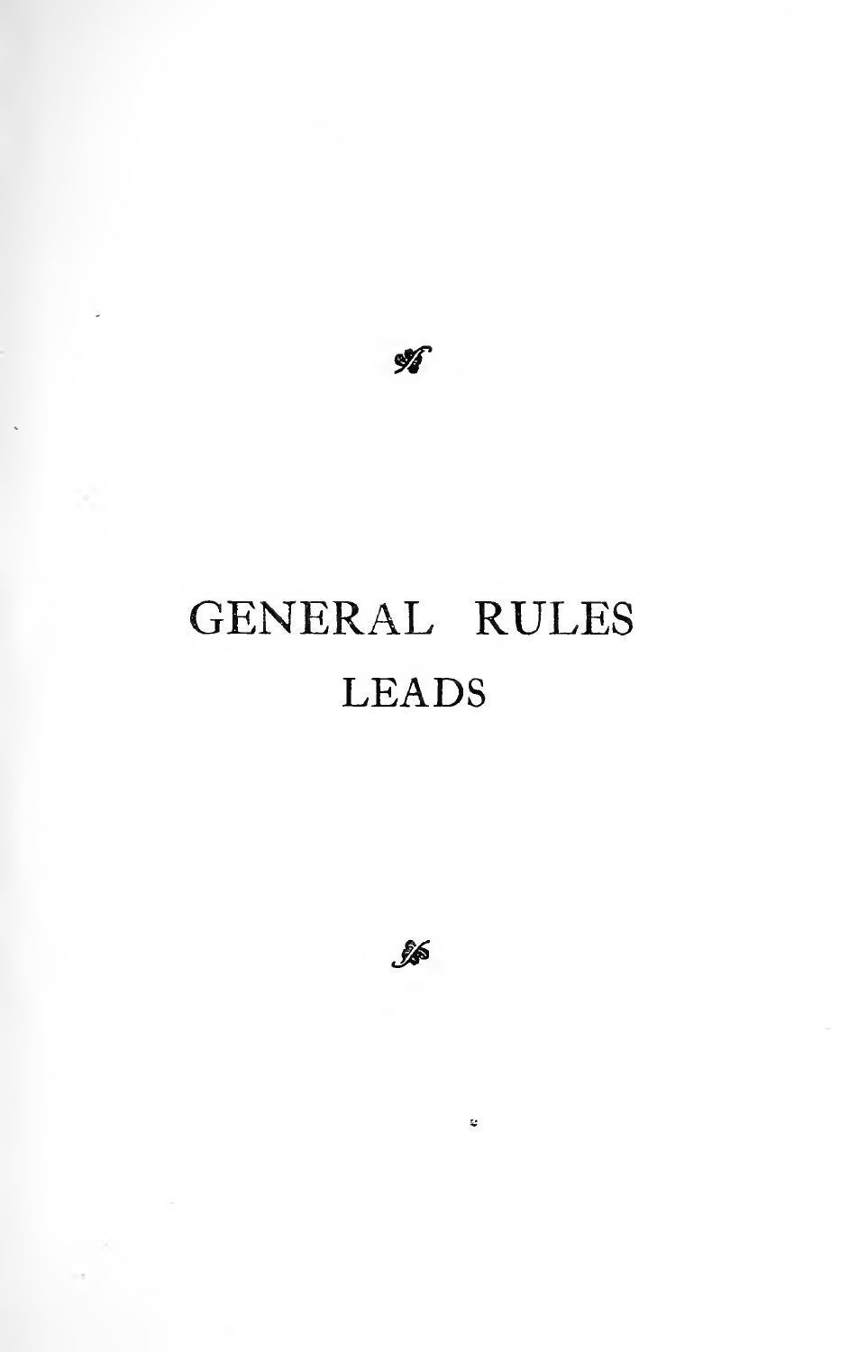# GENERAL RULES

## LEADS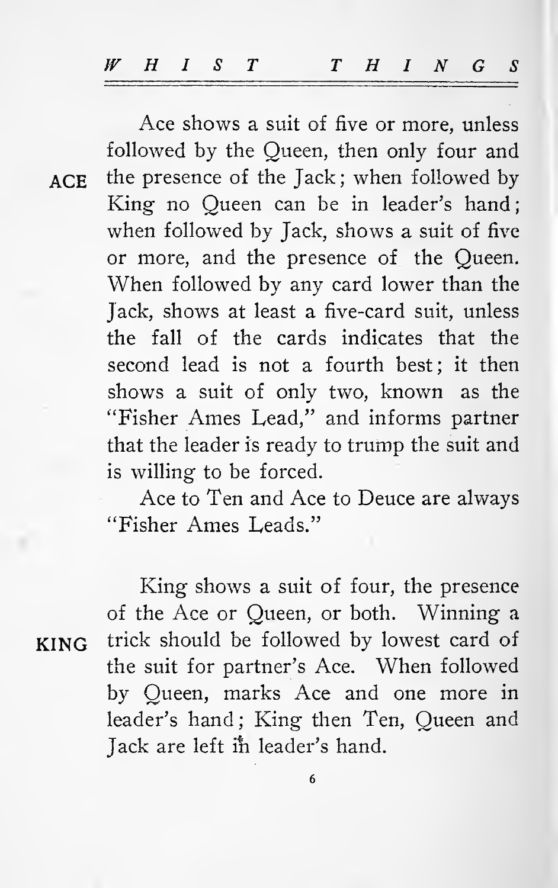**ACE**

Ace shows a suit of five or more, unless followed by the Queen, then only four and the presence of the Jack; when followed by King no Queen can be in leader's hand; when followed by Jack, shows a suit of five or more, and the presence of the Queen. When followed by any card lower than the Jack, shows at least a five-card suit, unless the fall of the cards indicates that the second lead is not a fourth best; it then shows a suit of only two, known as the "Fisher Ames Lead," and informs partner that the leader is ready to trump the suit and is willing to be forced.

Ace to Ten and Ace to Deuce are always "Fisher Ames Leads."

**KING**

King shows a suit of four, the presence of the Ace or Queen, or both. Winning a trick should be followed by lowest card of the suit for partner's Ace. When followed by Queen, marks Ace and one more in leader's hand; King then Ten, Queen and Jack are left in leader's hand.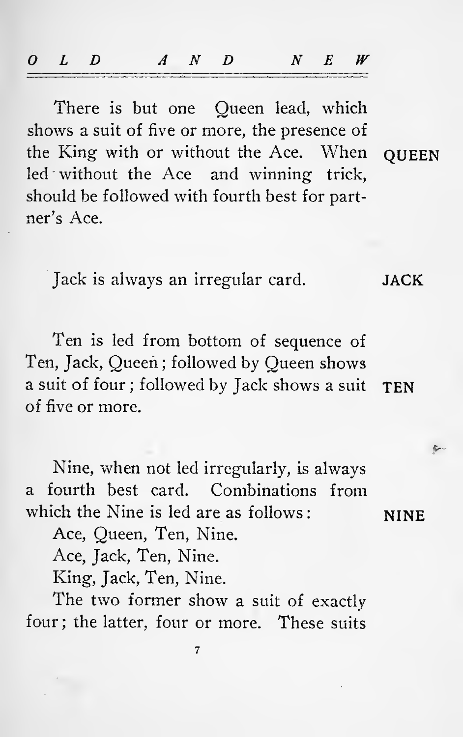There is but one Queen lead, which shows a suit of five or more, the presence of the King with or without the Ace. When led without the Ace and winning trick, should be followed with fourth best for partner's Ace. **QUEEN**

Jack is always an irregular card. **JACK**

Ten is led from bottom of sequence of Ten, Jack, Queen; followed by Queen shows a suit of four; followed by Jack shows a suit of five or more. **TEN**

Nine, when not led irregularly, is always a fourth best card. Combinations from which the Nine is led are as follows: **NINE**

Ace, Queen, Ten, Nine.
Ace, Jack, Ten, Nine.
King, Jack, Ten, Nine.

The two former show a suit of exactly four; the latter, four or more. These suits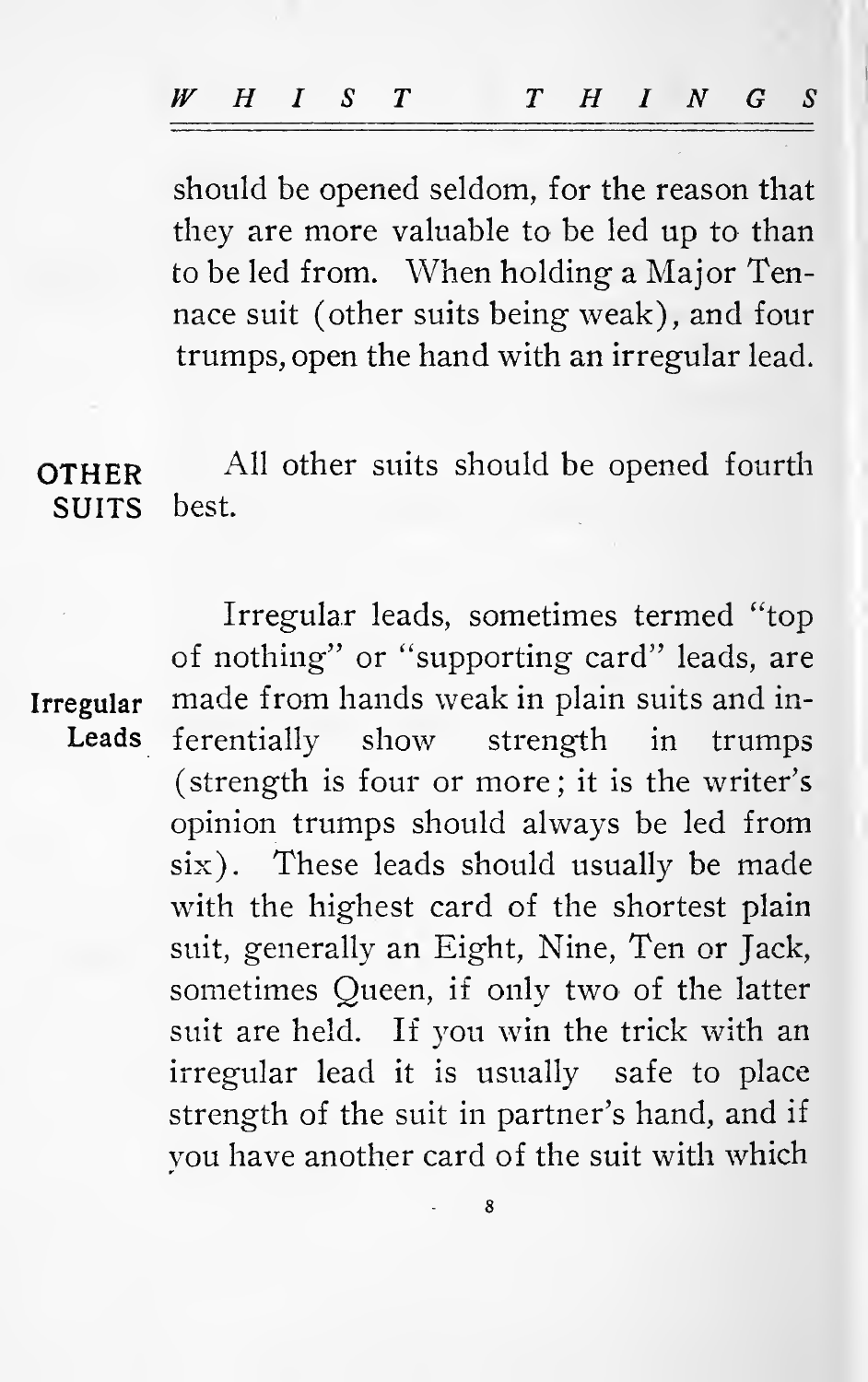should be opened seldom, for the reason that they are more valuable to be led up to than to be led from. When holding a Major Tennace suit (other suits being weak), and four trumps, open the hand with an irregular lead.

**OTHER SUITS** All other suits should be opened fourth best.

**Irregular Leads** Irregular leads, sometimes termed "top of nothing" or "supporting card" leads, are made from hands weak in plain suits and inferentially show strength in trumps (strength is four or more; it is the writer's opinion trumps should always be led from six). These leads should usually be made with the highest card of the shortest plain suit, generally an Eight, Nine, Ten or Jack, sometimes Queen, if only two of the latter suit are held. If you win the trick with an irregular lead it is usually safe to place strength of the suit in partner's hand, and if you have another card of the suit with which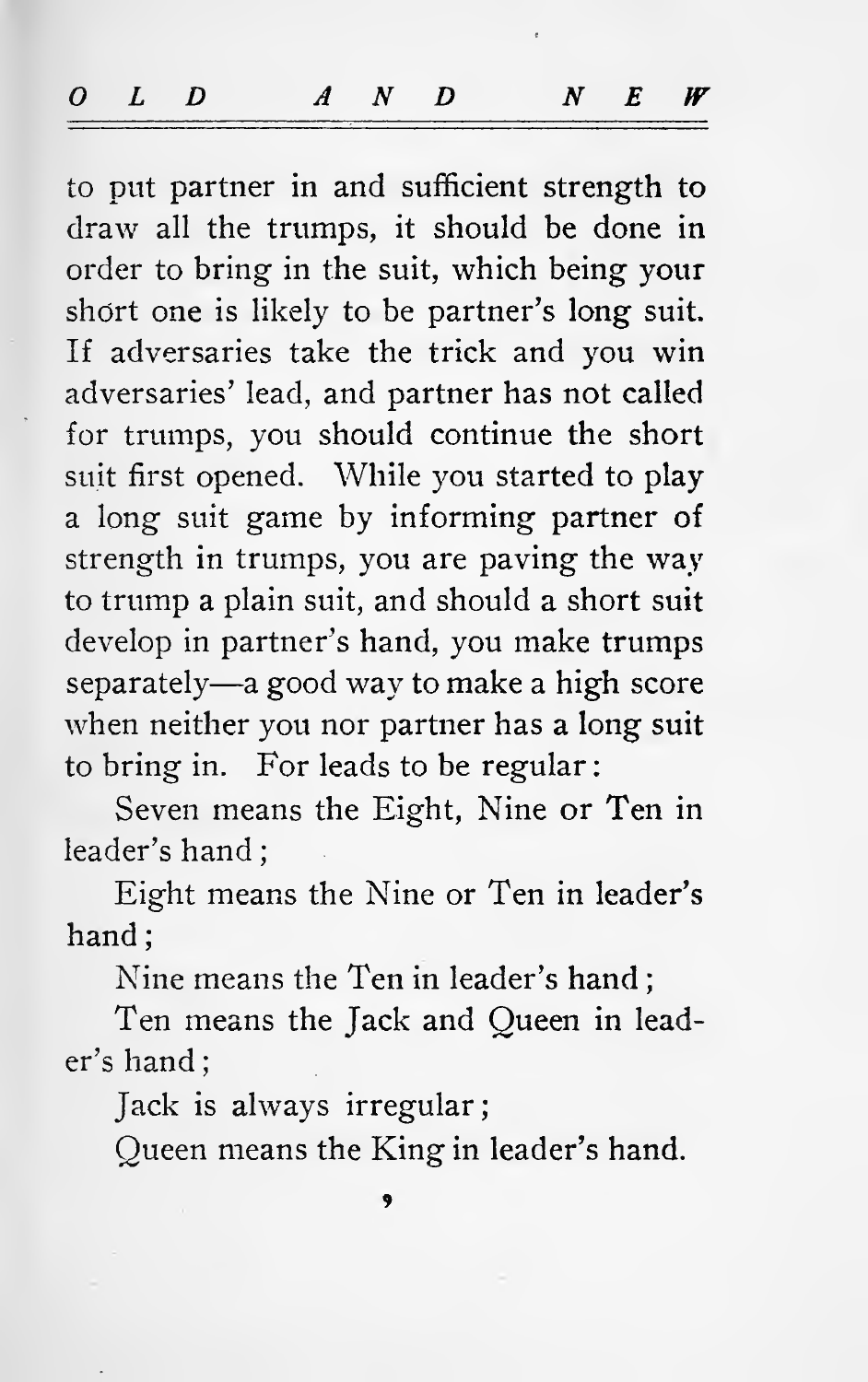to put partner in and sufficient strength to draw all the trumps, it should be done in order to bring in the suit, which being your short one is likely to be partner's long suit. If adversaries take the trick and you win adversaries' lead, and partner has not called for trumps, you should continue the short suit first opened. While you started to play a long suit game by informing partner of strength in trumps, you are paving the way to trump a plain suit, and should a short suit develop in partner's hand, you make trumps separately—a good way to make a high score when neither you nor partner has a long suit to bring in. For leads to be regular:

Seven means the Eight, Nine or Ten in leader's hand;

Eight means the Nine or Ten in leader's hand;

Nine means the Ten in leader's hand;

Ten means the Jack and Queen in leader's hand;

Jack is always irregular;

Queen means the King in leader's hand.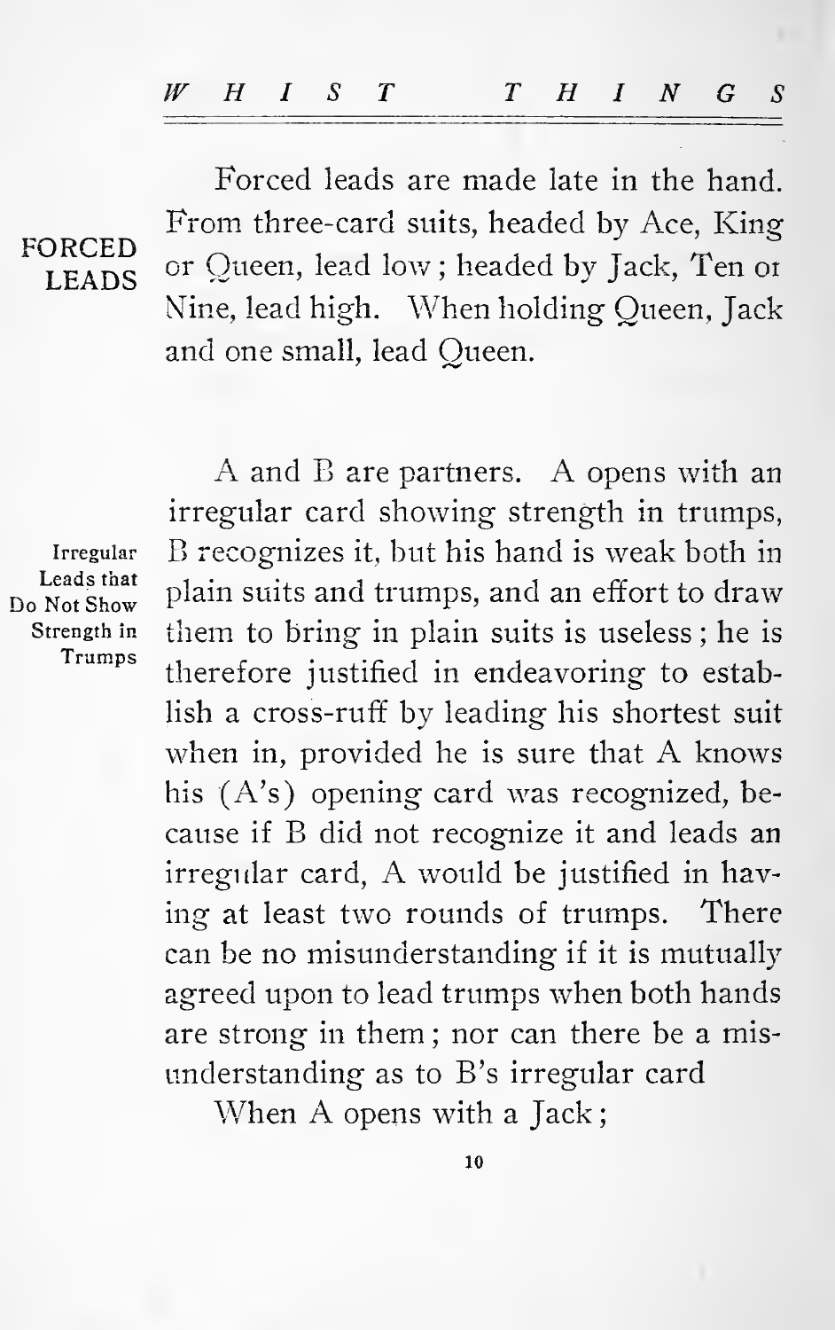**FORCED LEADS**

Forced leads are made late in the hand. From three-card suits, headed by Ace, King or Queen, lead low; headed by Jack, Ten or Nine, lead high. When holding Queen, Jack and one small, lead Queen.

**Irregular Leads that Do Not Show Strength in Trumps**

A and B are partners. A opens with an irregular card showing strength in trumps, B recognizes it, but his hand is weak both in plain suits and trumps, and an effort to draw them to bring in plain suits is useless; he is therefore justified in endeavoring to establish a cross-ruff by leading his shortest suit when in, provided he is sure that A knows his (A's) opening card was recognized, because if B did not recognize it and leads an irregular card, A would be justified in having at least two rounds of trumps. There can be no misunderstanding if it is mutually agreed upon to lead trumps when both hands are strong in them; nor can there be a misunderstanding as to B's irregular card

When A opens with a Jack;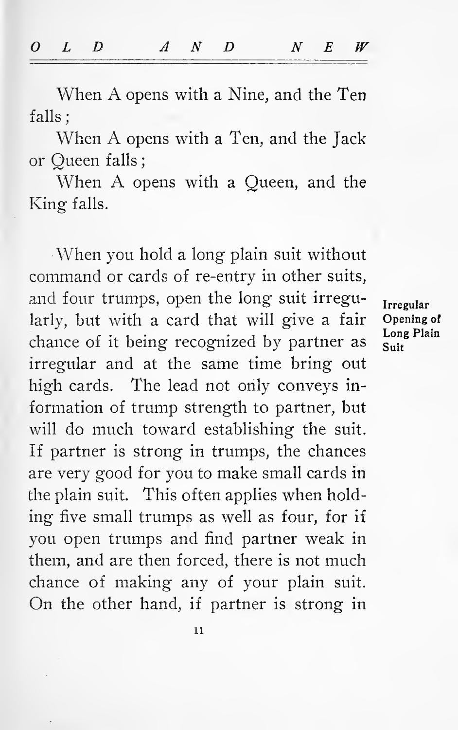When A opens with a Nine, and the Ten falls;

When A opens with a Ten, and the Jack or Queen falls;

When A opens with a Queen, and the King falls.

**Irregular Opening of Long Plain Suit**

When you hold a long plain suit without command or cards of re-entry in other suits, and four trumps, open the long suit irregularly, but with a card that will give a fair chance of it being recognized by partner as irregular and at the same time bring out high cards. The lead not only conveys information of trump strength to partner, but will do much toward establishing the suit. If partner is strong in trumps, the chances are very good for you to make small cards in the plain suit. This often applies when holding five small trumps as well as four, for if you open trumps and find partner weak in them, and are then forced, there is not much chance of making any of your plain suit. On the other hand, if partner is strong in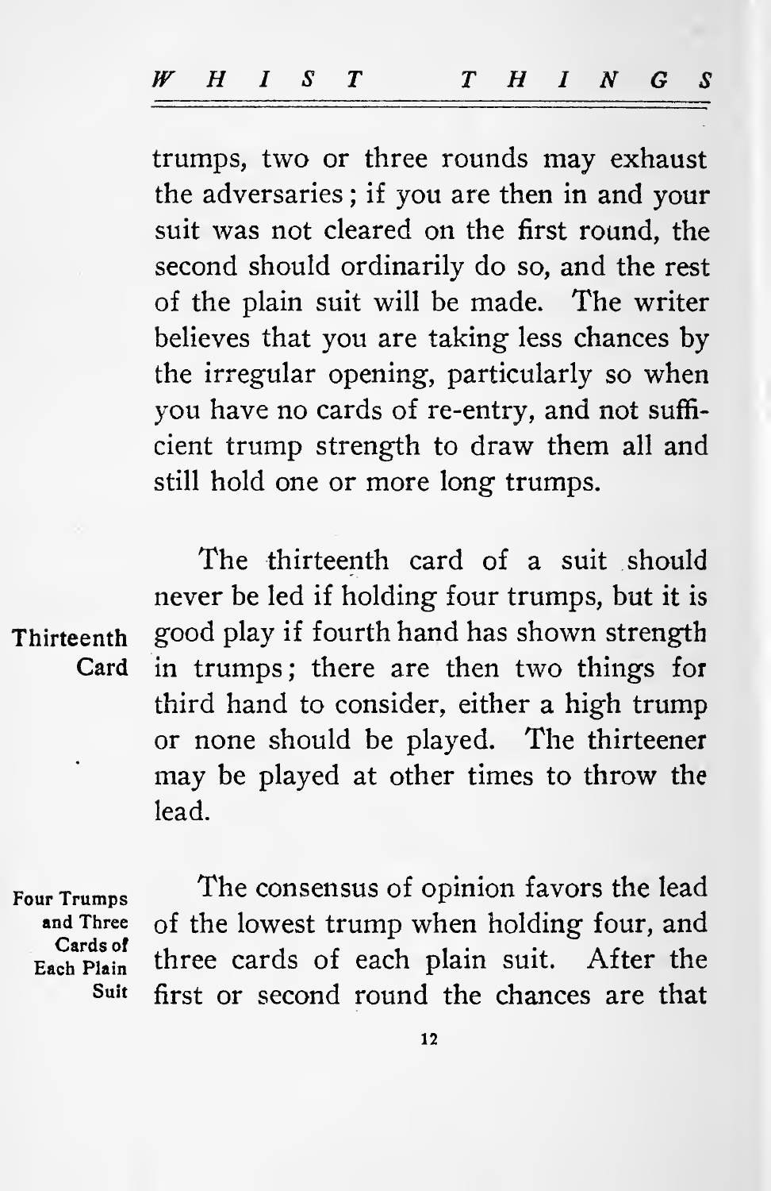trumps, two or three rounds may exhaust the adversaries; if you are then in and your suit was not cleared on the first round, the second should ordinarily do so, and the rest of the plain suit will be made. The writer believes that you are taking less chances by the irregular opening, particularly so when you have no cards of re-entry, and not sufficient trump strength to draw them all and still hold one or more long trumps.

**Thirteenth Card**

The thirteenth card of a suit should never be led if holding four trumps, but it is good play if fourth hand has shown strength in trumps; there are then two things for third hand to consider, either a high trump or none should be played. The thirteener may be played at other times to throw the lead.

**Four Trumps and Three Cards of Each Plain Suit**

The consensus of opinion favors the lead of the lowest trump when holding four, and three cards of each plain suit. After the first or second round the chances are that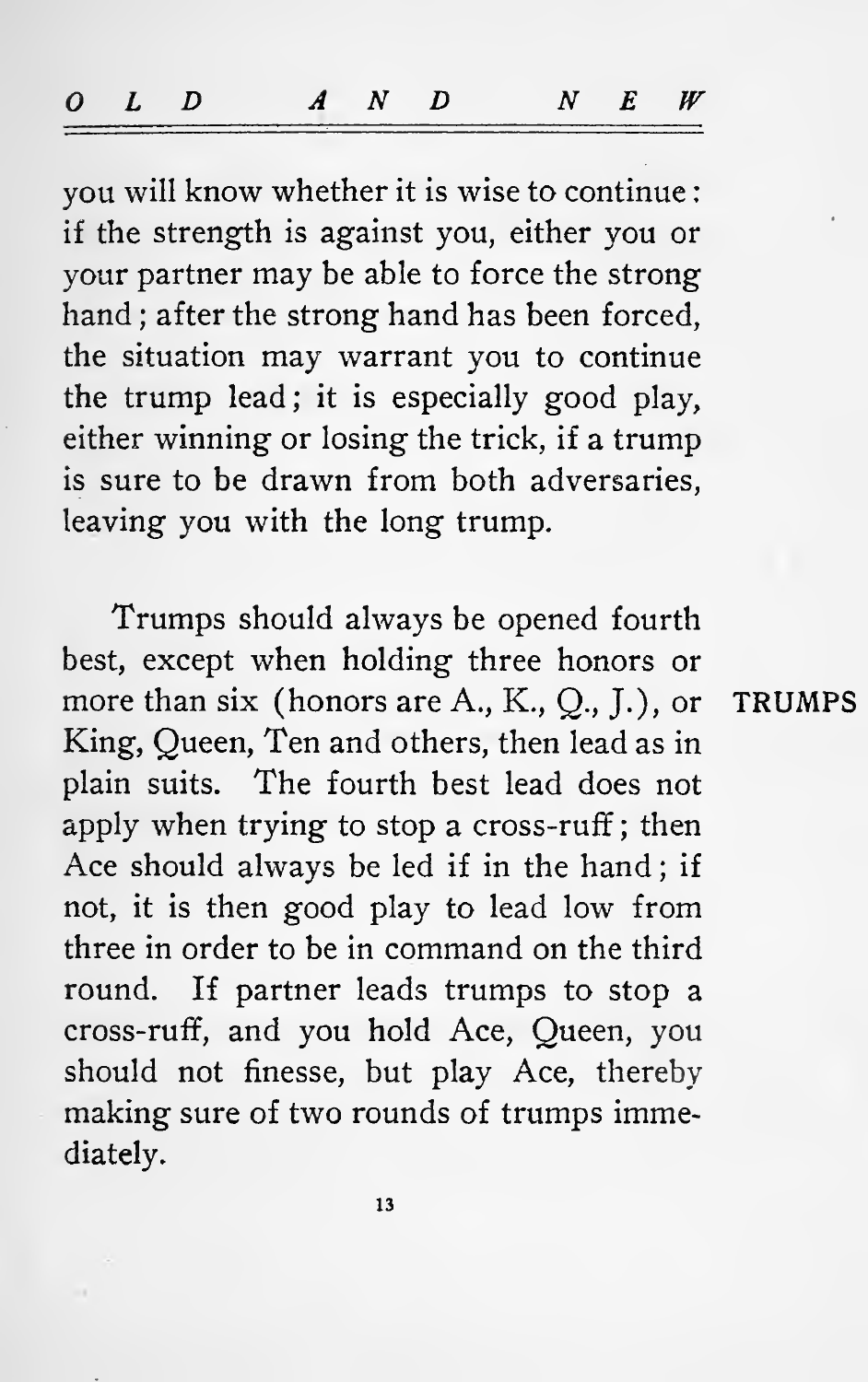you will know whether it is wise to continue: if the strength is against you, either you or your partner may be able to force the strong hand; after the strong hand has been forced, the situation may warrant you to continue the trump lead; it is especially good play, either winning or losing the trick, if a trump is sure to be drawn from both adversaries, leaving you with the long trump.

**TRUMPS**

Trumps should always be opened fourth best, except when holding three honors or more than six (honors are A., K., Q., J.), or King, Queen, Ten and others, then lead as in plain suits. The fourth best lead does not apply when trying to stop a cross-ruff; then Ace should always be led if in the hand; if not, it is then good play to lead low from three in order to be in command on the third round. If partner leads trumps to stop a cross-ruff, and you hold Ace, Queen, you should not finesse, but play Ace, thereby making sure of two rounds of trumps immediately.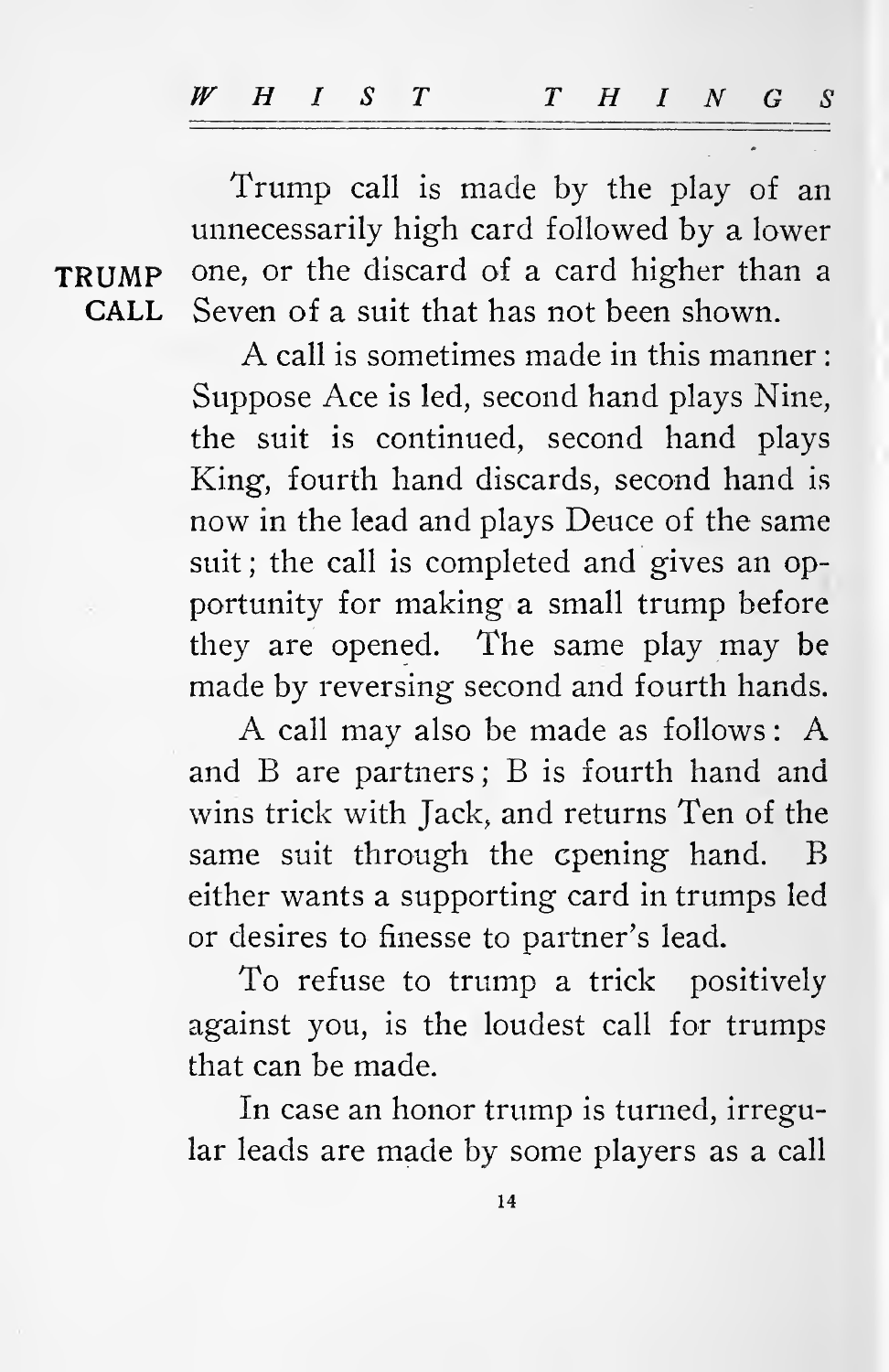**TRUMP CALL**

Trump call is made by the play of an unnecessarily high card followed by a lower one, or the discard of a card higher than a Seven of a suit that has not been shown.

A call is sometimes made in this manner: Suppose Ace is led, second hand plays Nine, the suit is continued, second hand plays King, fourth hand discards, second hand is now in the lead and plays Deuce of the same suit; the call is completed and gives an opportunity for making a small trump before they are opened. The same play may be made by reversing second and fourth hands.

A call may also be made as follows: A and B are partners; B is fourth hand and wins trick with Jack, and returns Ten of the same suit through the cpening hand. B either wants a supporting card in trumps led or desires to finesse to partner's lead.

To refuse to trump a trick positively against you, is the loudest call for trumps that can be made.

In case an honor trump is turned, irregular leads are made by some players as a call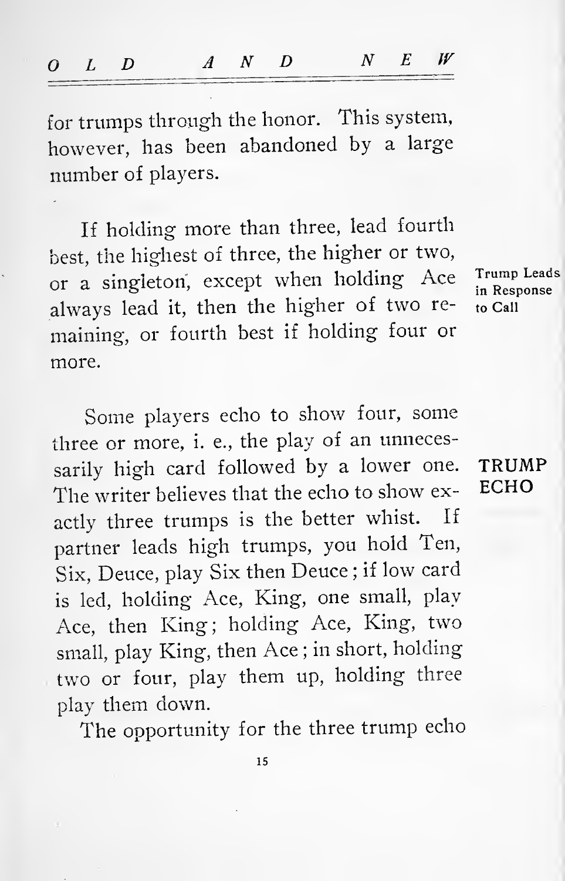for trumps through the honor. This system, however, has been abandoned by a large number of players.

**Trump Leads in Response to Call**

If holding more than three, lead fourth best, the highest of three, the higher or two, or a singleton, except when holding Ace always lead it, then the higher of two remaining, or fourth best if holding four or more.

## TRUMP ECHO

Some players echo to show four, some three or more, i. e., the play of an unnecessarily high card followed by a lower one. The writer believes that the echo to show exactly three trumps is the better whist. If partner leads high trumps, you hold Ten, Six, Deuce, play Six then Deuce; if low card is led, holding Ace, King, one small, play Ace, then King; holding Ace, King, two small, play King, then Ace; in short, holding two or four, play them up, holding three play them down.

The opportunity for the three trump echo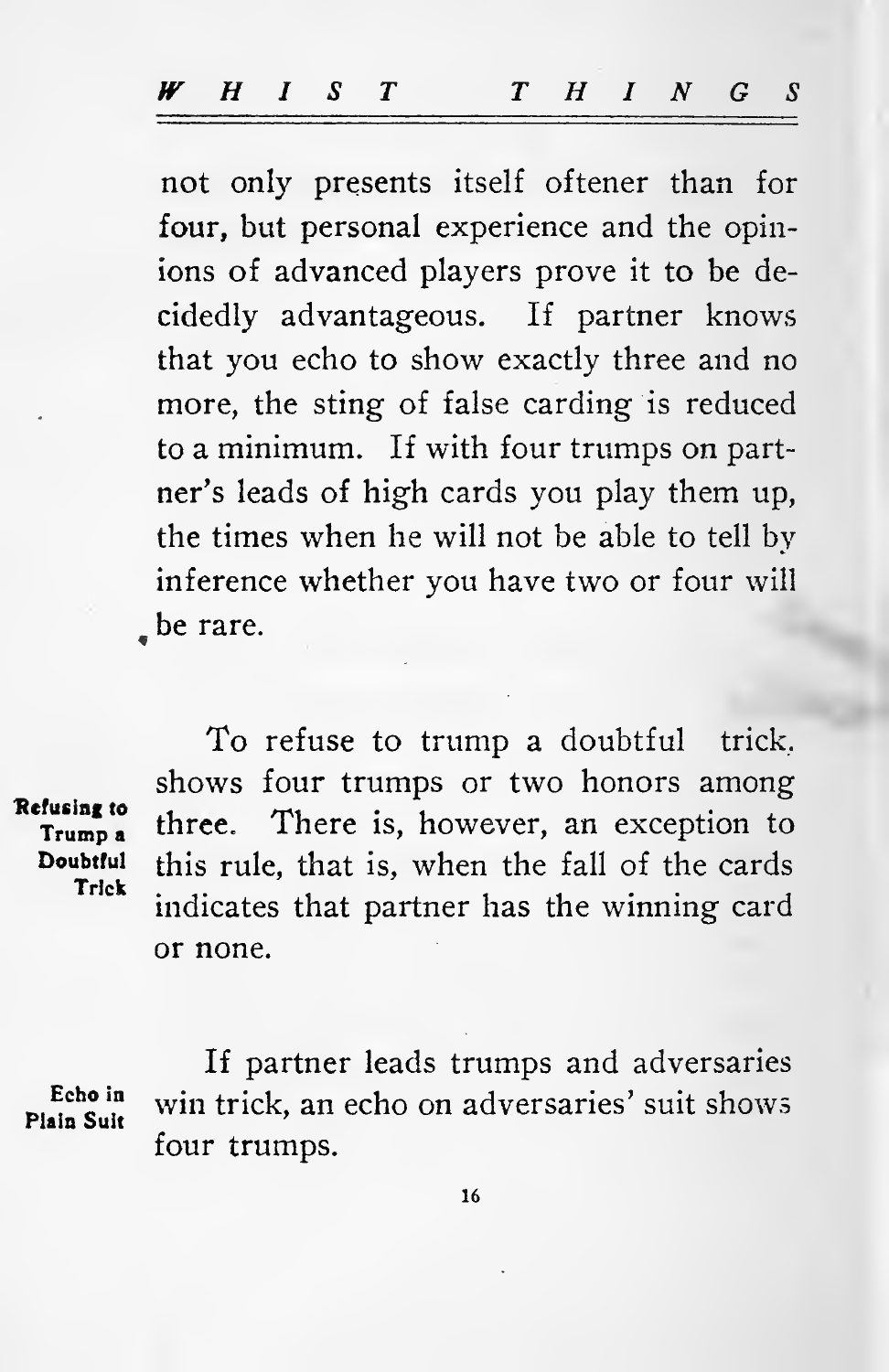not only presents itself oftener than for four, but personal experience and the opinions of advanced players prove it to be decidedly advantageous. If partner knows that you echo to show exactly three and no more, the sting of false carding is reduced to a minimum. If with four trumps on partner's leads of high cards you play them up, the times when he will not be able to tell by inference whether you have two or four will be rare.

**Refusing to Trump a Doubtful Trick**

To refuse to trump a doubtful trick, shows four trumps or two honors among three. There is, however, an exception to this rule, that is, when the fall of the cards indicates that partner has the winning card or none.

**Echo in Plain Suit**

If partner leads trumps and adversaries win trick, an echo on adversaries' suit shows four trumps.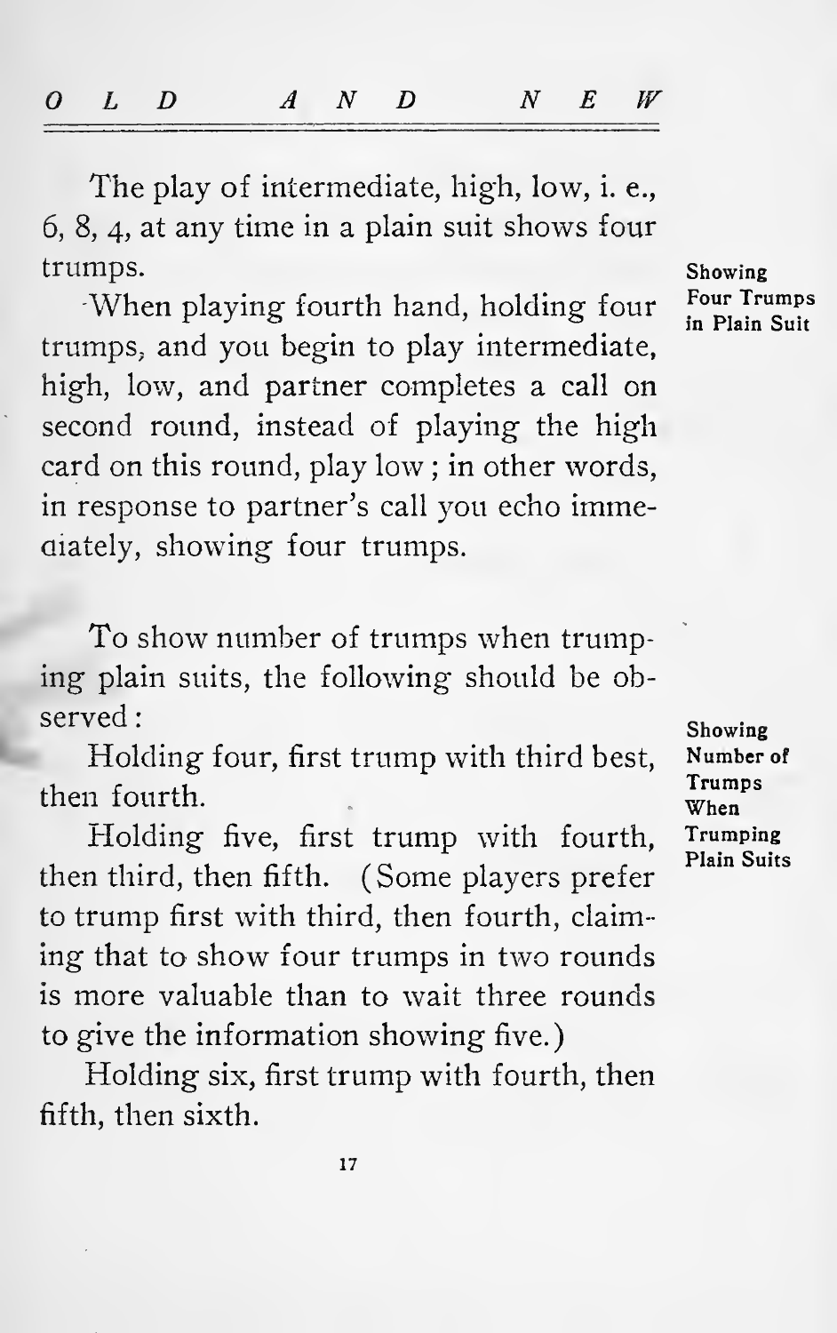The play of intermediate, high, low, i. e., 6, 8, 4, at any time in a plain suit shows four trumps.

**Showing Four Trumps in Plain Suit**

When playing fourth hand, holding four trumps, and you begin to play intermediate, high, low, and partner completes a call on second round, instead of playing the high card on this round, play low; in other words, in response to partner's call you echo immediately, showing four trumps.

**Showing Number of Trumps When Trumping Plain Suits**

To show number of trumps when trumping plain suits, the following should be observed:

Holding four, first trump with third best, then fourth.

Holding five, first trump with fourth, then third, then fifth. (Some players prefer to trump first with third, then fourth, claiming that to show four trumps in two rounds is more valuable than to wait three rounds to give the information showing five.)

Holding six, first trump with fourth, then fifth, then sixth.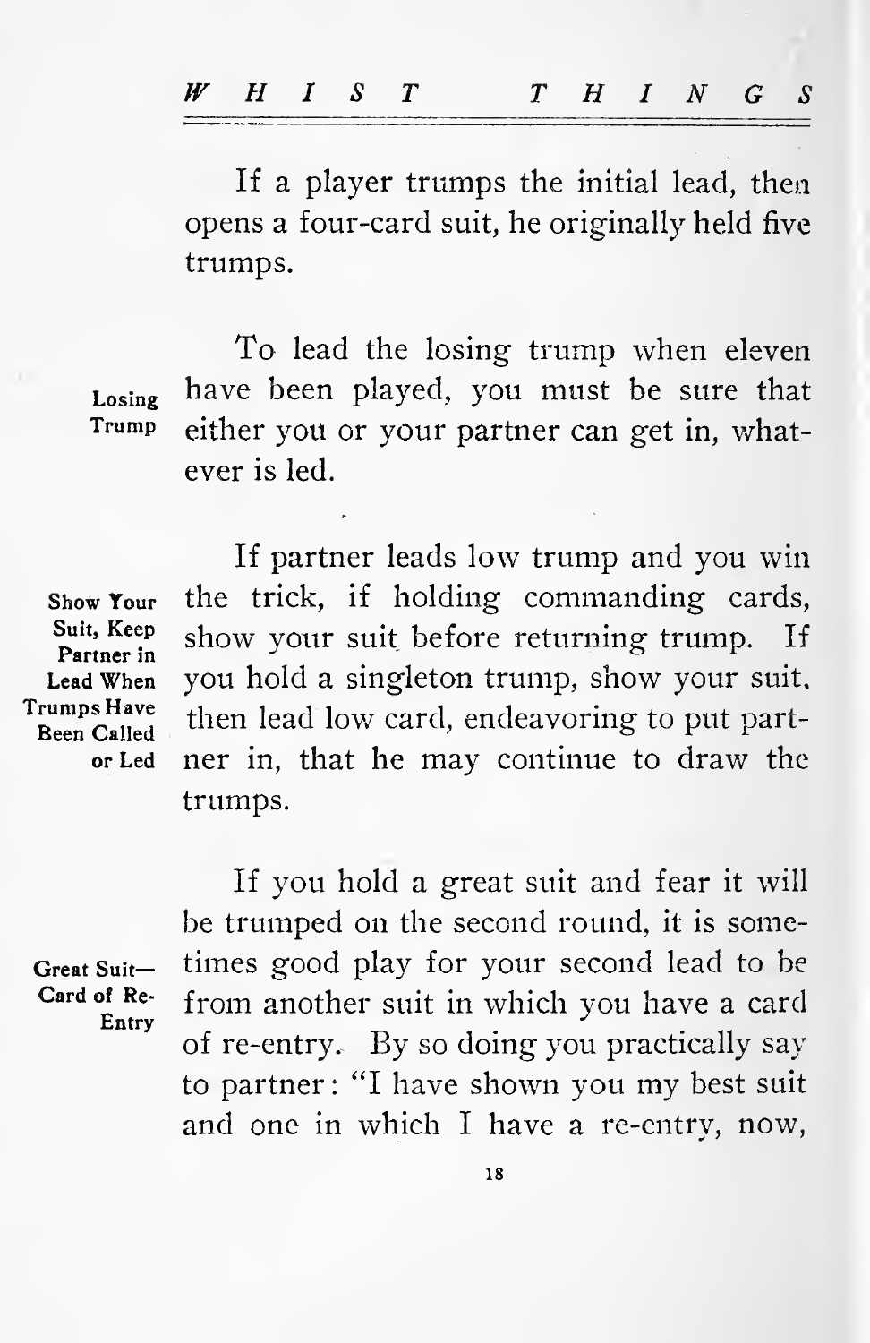If a player trumps the initial lead, then opens a four-card suit, he originally held five trumps.

**Losing Trump**

To lead the losing trump when eleven have been played, you must be sure that either you or your partner can get in, whatever is led.

**Show Your Suit, Keep Partner in Lead When Trumps Have Been Called or Led**

If partner leads low trump and you win the trick, if holding commanding cards, show your suit before returning trump. If you hold a singleton trump, show your suit, then lead low card, endeavoring to put partner in, that he may continue to draw the trumps.

**Great Suit—Card of Re-Entry**

If you hold a great suit and fear it will be trumped on the second round, it is sometimes good play for your second lead to be from another suit in which you have a card of re-entry. By so doing you practically say to partner: "I have shown you my best suit and one in which I have a re-entry, now,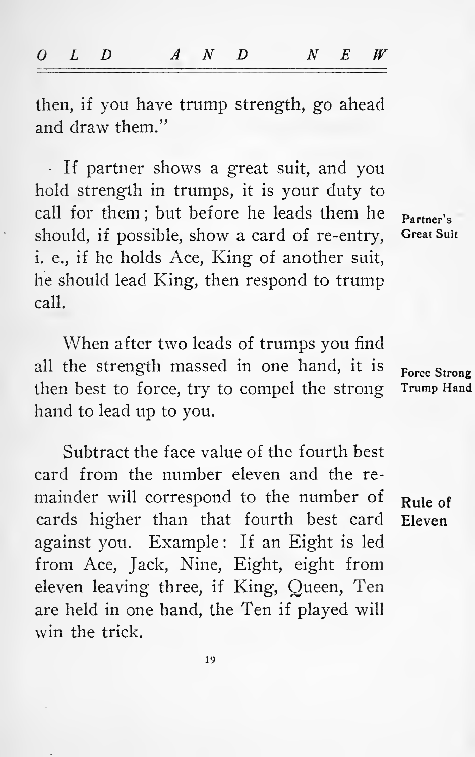then, if you have trump strength, go ahead and draw them."

If partner shows a great suit, and you hold strength in trumps, it is your duty to call for them; but before he leads them he should, if possible, show a card of re-entry, i. e., if he holds Ace, King of another suit, he should lead King, then respond to trump call.

**Partner's Great Suit**

When after two leads of trumps you find all the strength massed in one hand, it is then best to force, try to compel the strong hand to lead up to you.

**Force Strong Trump Hand**

Subtract the face value of the fourth best card from the number eleven and the remainder will correspond to the number of cards higher than that fourth best card against you. Example: If an Eight is led from Ace, Jack, Nine, Eight, eight from eleven leaving three, if King, Queen, Ten are held in one hand, the Ten if played will win the trick.

**Rule of Eleven**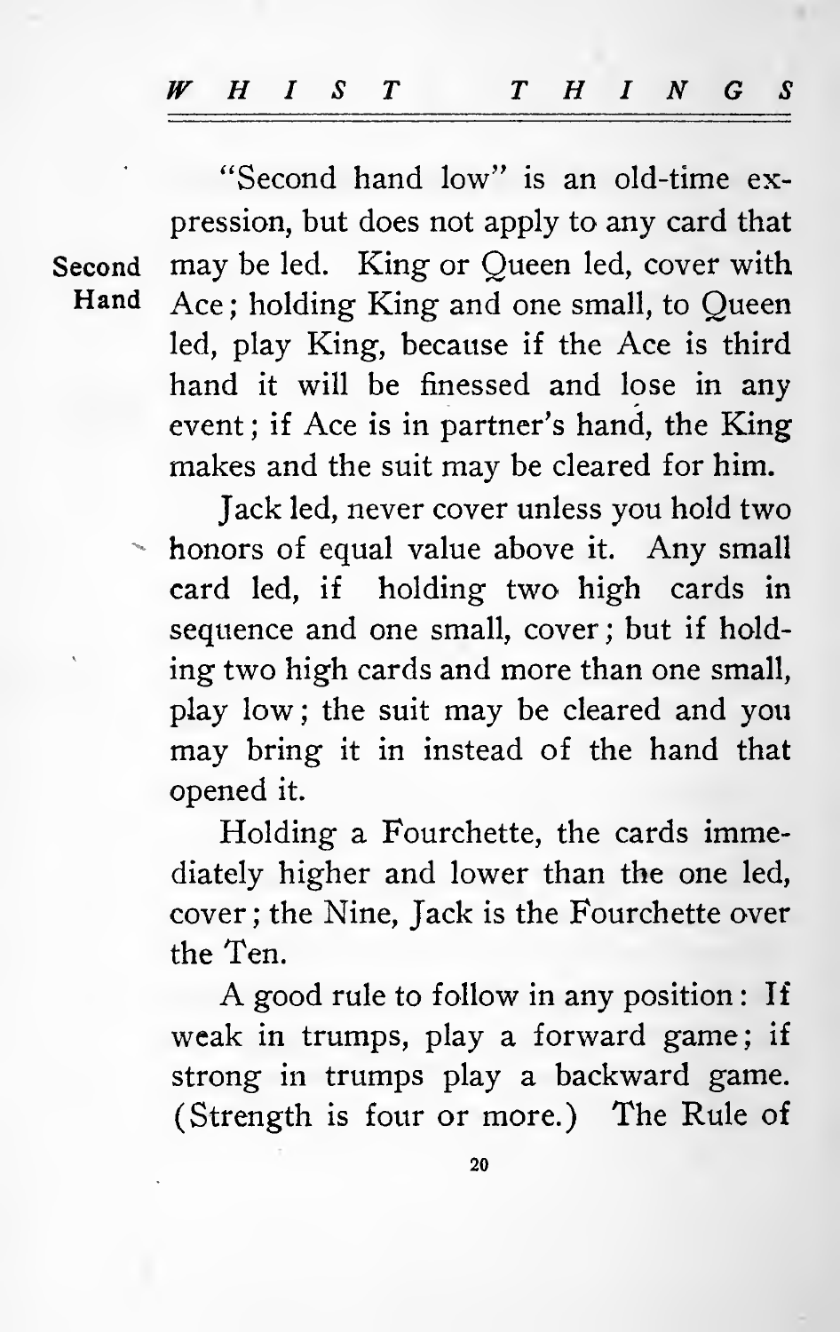**Second Hand**

"Second hand low" is an old-time expression, but does not apply to any card that may be led. King or Queen led, cover with Ace; holding King and one small, to Queen led, play King, because if the Ace is third hand it will be finessed and lose in any event; if Ace is in partner's hand, the King makes and the suit may be cleared for him.

Jack led, never cover unless you hold two honors of equal value above it. Any small card led, if holding two high cards in sequence and one small, cover; but if holding two high cards and more than one small, play low; the suit may be cleared and you may bring it in instead of the hand that opened it.

Holding a Fourchette, the cards immediately higher and lower than the one led, cover; the Nine, Jack is the Fourchette over the Ten.

A good rule to follow in any position: If weak in trumps, play a forward game; if strong in trumps play a backward game. (Strength is four or more.) The Rule of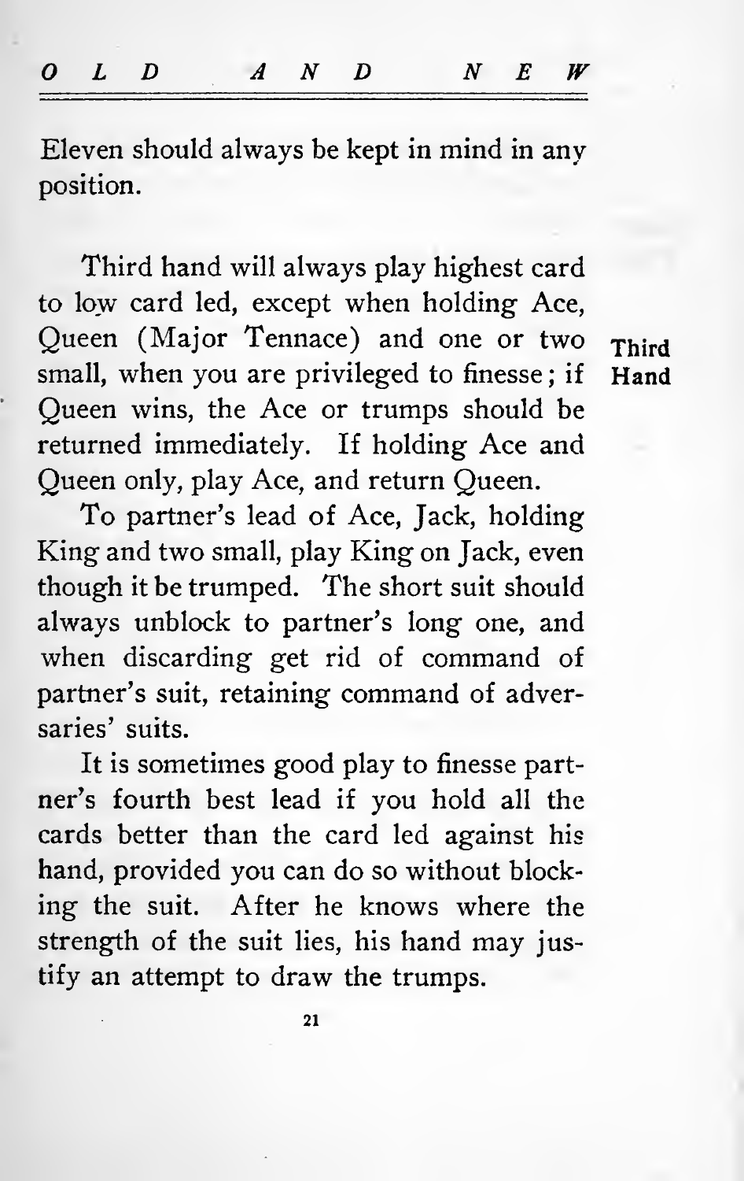Eleven should always be kept in mind in any position.

**Third Hand**

Third hand will always play highest card to low card led, except when holding Ace, Queen (Major Tennace) and one or two small, when you are privileged to finesse; if Queen wins, the Ace or trumps should be returned immediately. If holding Ace and Queen only, play Ace, and return Queen.

To partner's lead of Ace, Jack, holding King and two small, play King on Jack, even though it be trumped. The short suit should always unblock to partner's long one, and when discarding get rid of command of partner's suit, retaining command of adversaries' suits.

It is sometimes good play to finesse partner's fourth best lead if you hold all the cards better than the card led against his hand, provided you can do so without blocking the suit. After he knows where the strength of the suit lies, his hand may justify an attempt to draw the trumps.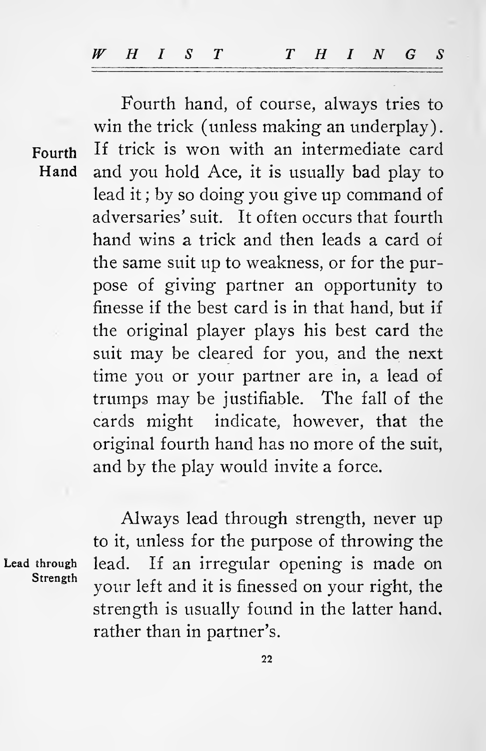**Fourth Hand**

Fourth hand, of course, always tries to win the trick (unless making an underplay). If trick is won with an intermediate card and you hold Ace, it is usually bad play to lead it; by so doing you give up command of adversaries' suit. It often occurs that fourth hand wins a trick and then leads a card of the same suit up to weakness, or for the purpose of giving partner an opportunity to finesse if the best card is in that hand, but if the original player plays his best card the suit may be cleared for you, and the next time you or your partner are in, a lead of trumps may be justifiable. The fall of the cards might indicate, however, that the original fourth hand has no more of the suit, and by the play would invite a force.

**Lead through Strength**

Always lead through strength, never up to it, unless for the purpose of throwing the lead. If an irregular opening is made on your left and it is finessed on your right, the strength is usually found in the latter hand. rather than in partner's.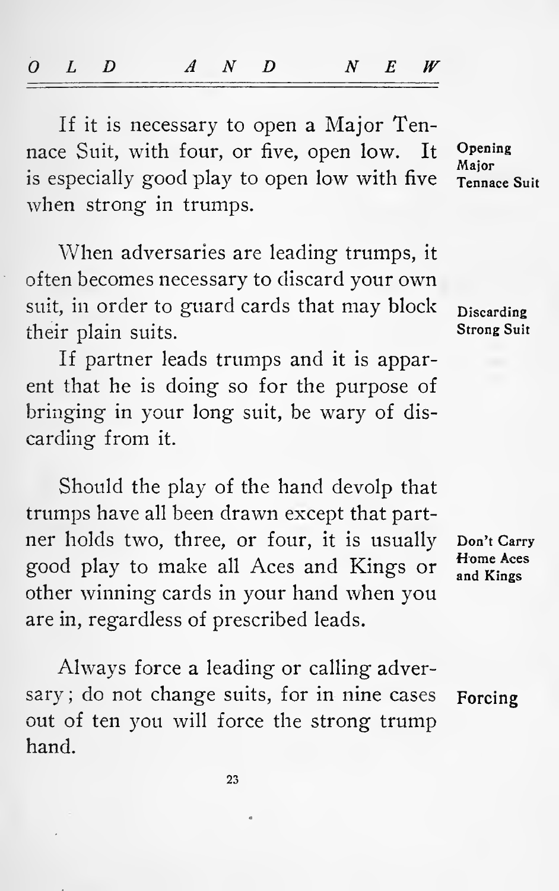If it is necessary to open a Major Tennace Suit, with four, or five, open low. It is especially good play to open low with five when strong in trumps.

**Opening Major Tennace Suit**

When adversaries are leading trumps, it often becomes necessary to discard your own suit, in order to guard cards that may block their plain suits.

**Discarding Strong Suit**

If partner leads trumps and it is apparent that he is doing so for the purpose of bringing in your long suit, be wary of discarding from it.

Should the play of the hand devolp that trumps have all been drawn except that partner holds two, three, or four, it is usually good play to make all Aces and Kings or other winning cards in your hand when you are in, regardless of prescribed leads.

**Don't Carry Home Aces and Kings**

Always force a leading or calling adversary; do not change suits, for in nine cases out of ten you will force the strong trump hand.

**Forcing**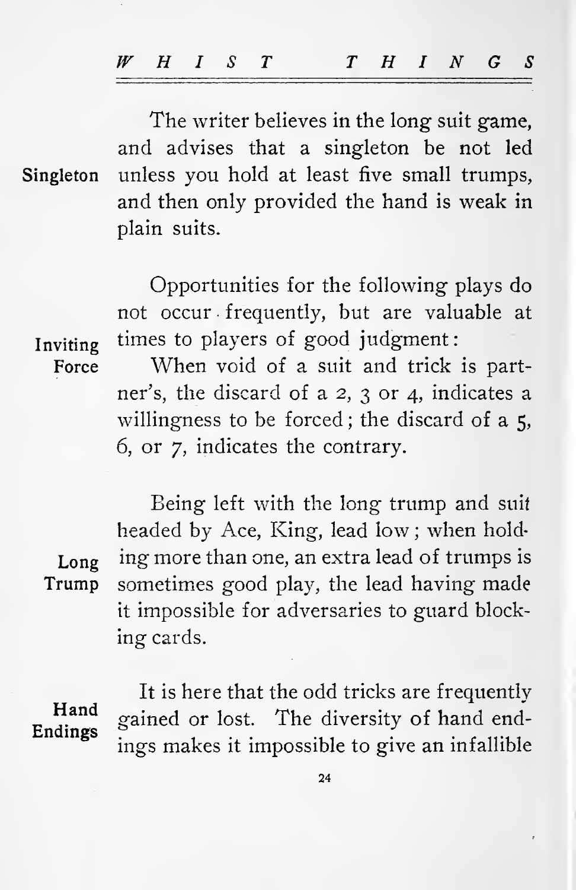**Singleton**

The writer believes in the long suit game, and advises that a singleton be not led unless you hold at least five small trumps, and then only provided the hand is weak in plain suits.

**Inviting Force**

Opportunities for the following plays do not occur frequently, but are valuable at times to players of good judgment:

When void of a suit and trick is partner's, the discard of a 2, 3 or 4, indicates a willingness to be forced; the discard of a 5, 6, or 7, indicates the contrary.

**Long Trump**

Being left with the long trump and suit headed by Ace, King, lead low; when holding more than one, an extra lead of trumps is sometimes good play, the lead having made it impossible for adversaries to guard blocking cards.

**Hand Endings**

It is here that the odd tricks are frequently gained or lost. The diversity of hand endings makes it impossible to give an infallible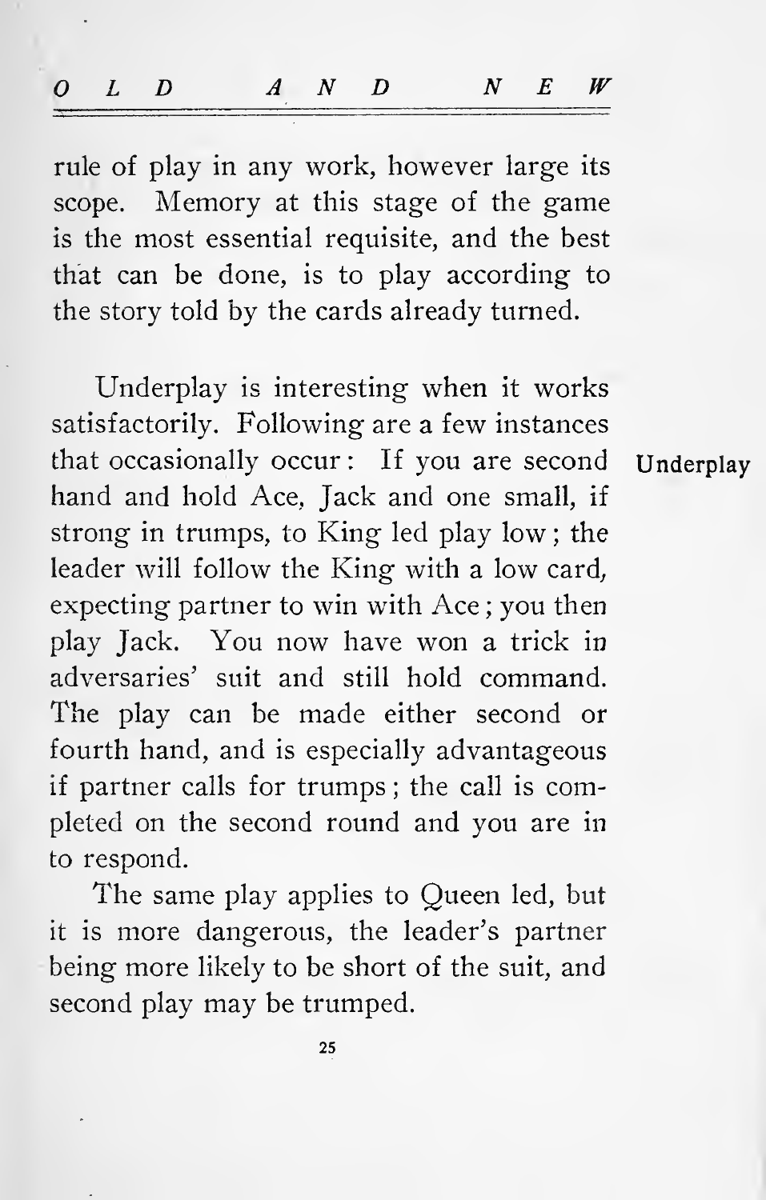rule of play in any work, however large its scope. Memory at this stage of the game is the most essential requisite, and the best that can be done, is to play according to the story told by the cards already turned.

**Underplay**

Underplay is interesting when it works satisfactorily. Following are a few instances that occasionally occur: If you are second hand and hold Ace, Jack and one small, if strong in trumps, to King led play low; the leader will follow the King with a low card, expecting partner to win with Ace; you then play Jack. You now have won a trick in adversaries' suit and still hold command. The play can be made either second or fourth hand, and is especially advantageous if partner calls for trumps; the call is completed on the second round and you are in to respond.

The same play applies to Queen led, but it is more dangerous, the leader's partner being more likely to be short of the suit, and second play may be trumped.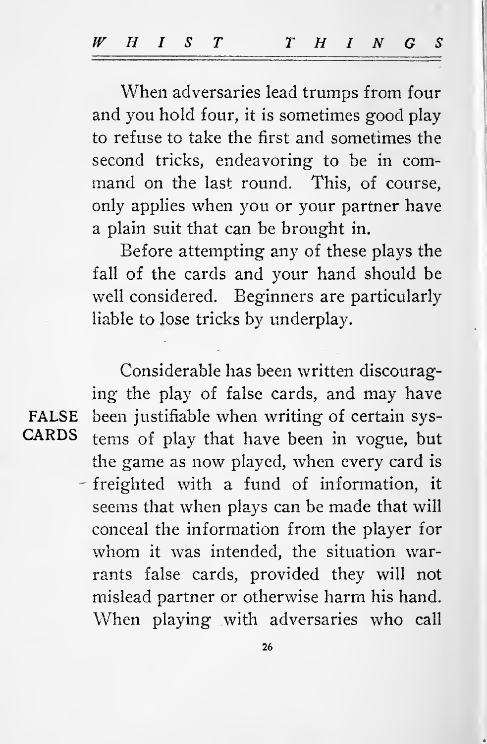When adversaries lead trumps from four and you hold four, it is sometimes good play to refuse to take the first and sometimes the second tricks, endeavoring to be in command on the last round. This, of course, only applies when you or your partner have a plain suit that can be brought in.

Before attempting any of these plays the fall of the cards and your hand should be well considered. Beginners are particularly liable to lose tricks by underplay.

**FALSE CARDS**

Considerable has been written discouraging the play of false cards, and may have been justifiable when writing of certain systems of play that have been in vogue, but the game as now played, when every card is freighted with a fund of information, it seems that when plays can be made that will conceal the information from the player for whom it was intended, the situation warrants false cards, provided they will not mislead partner or otherwise harm his hand. When playing with adversaries who call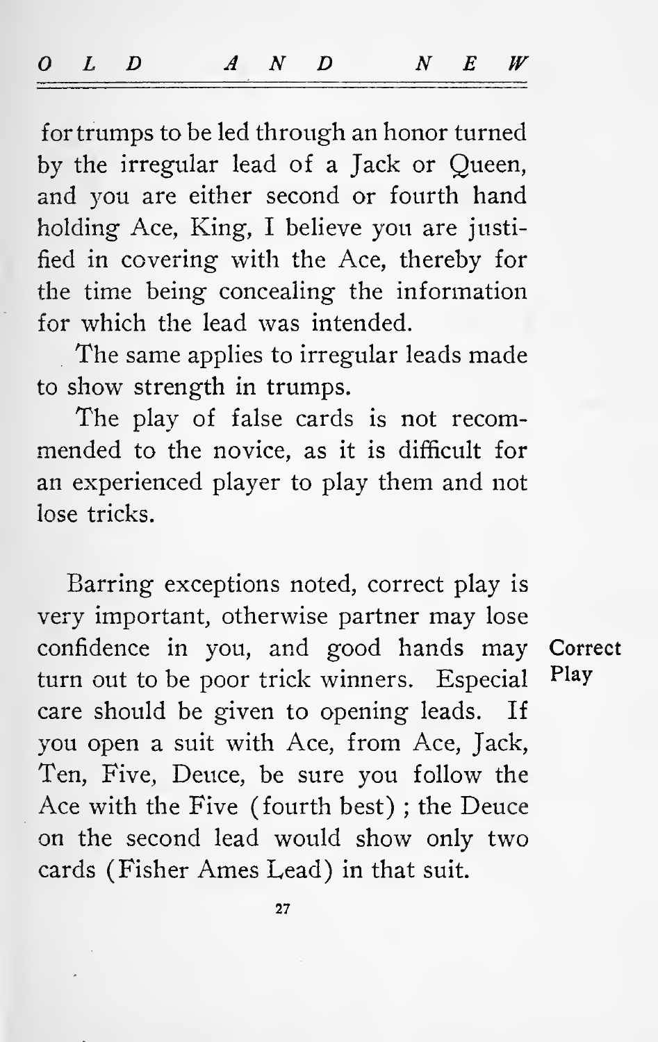for trumps to be led through an honor turned by the irregular lead of a Jack or Queen, and you are either second or fourth hand holding Ace, King, I believe you are justified in covering with the Ace, thereby for the time being concealing the information for which the lead was intended.

The same applies to irregular leads made to show strength in trumps.

The play of false cards is not recommended to the novice, as it is difficult for an experienced player to play them and not lose tricks.

**Correct Play**

Barring exceptions noted, correct play is very important, otherwise partner may lose confidence in you, and good hands may turn out to be poor trick winners. Especial care should be given to opening leads. If you open a suit with Ace, from Ace, Jack, Ten, Five, Deuce, be sure you follow the Ace with the Five (fourth best); the Deuce on the second lead would show only two cards (Fisher Ames Lead) in that suit.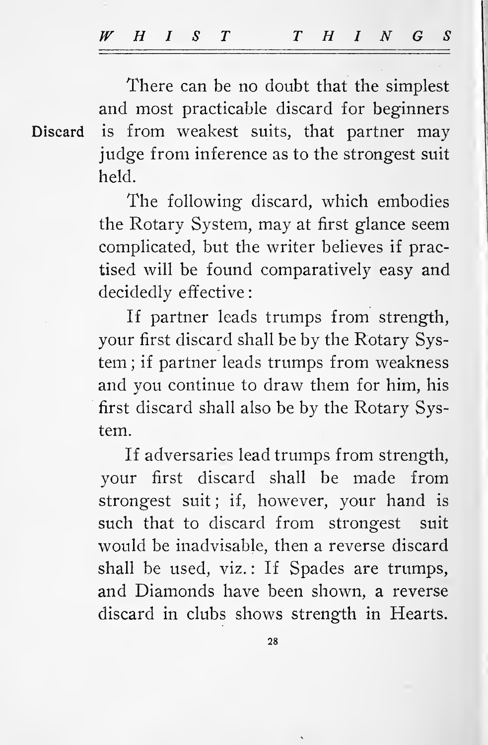**Discard**

There can be no doubt that the simplest and most practicable discard for beginners is from weakest suits, that partner may judge from inference as to the strongest suit held.

The following discard, which embodies the Rotary System, may at first glance seem complicated, but the writer believes if practised will be found comparatively easy and decidedly effective:

If partner leads trumps from strength, your first discard shall be by the Rotary System; if partner leads trumps from weakness and you continue to draw them for him, his first discard shall also be by the Rotary System.

If adversaries lead trumps from strength, your first discard shall be made from strongest suit; if, however, your hand is such that to discard from strongest suit would be inadvisable, then a reverse discard shall be used, viz.: If Spades are trumps, and Diamonds have been shown, a reverse discard in clubs shows strength in Hearts.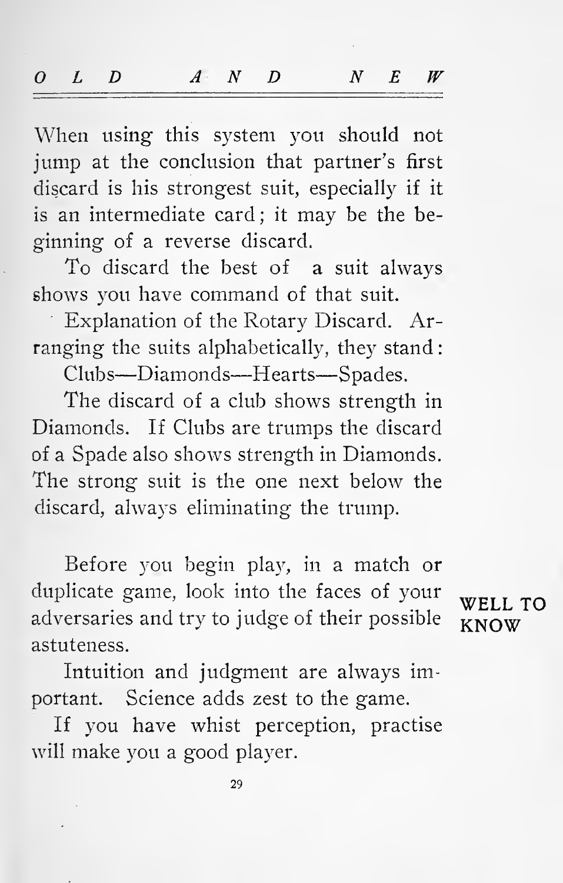When using this system you should not jump at the conclusion that partner's first discard is his strongest suit, especially if it is an intermediate card; it may be the beginning of a reverse discard.

To discard the best of a suit always shows you have command of that suit.

Explanation of the Rotary Discard. Arranging the suits alphabetically, they stand:

Clubs—Diamonds—Hearts—Spades.

The discard of a club shows strength in Diamonds. If Clubs are trumps the discard of a Spade also shows strength in Diamonds. The strong suit is the one next below the discard, always eliminating the trump.

**WELL TO KNOW**

Before you begin play, in a match or duplicate game, look into the faces of your adversaries and try to judge of their possible astuteness.

Intuition and judgment are always important. Science adds zest to the game.

If you have whist perception, practise will make you a good player.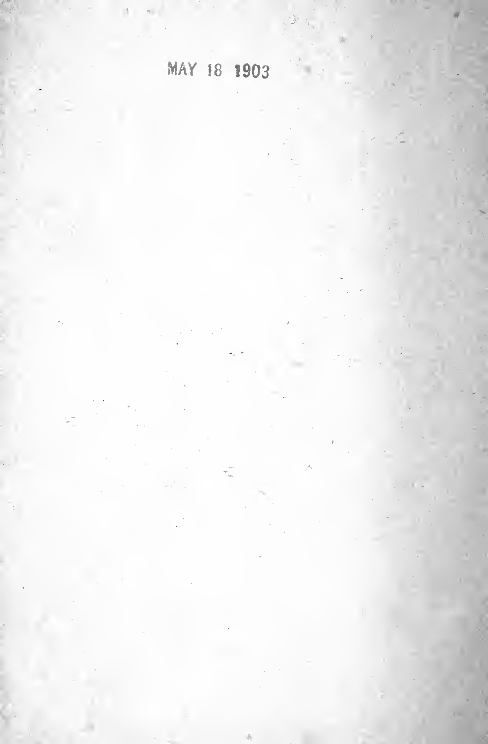MAY 18 1903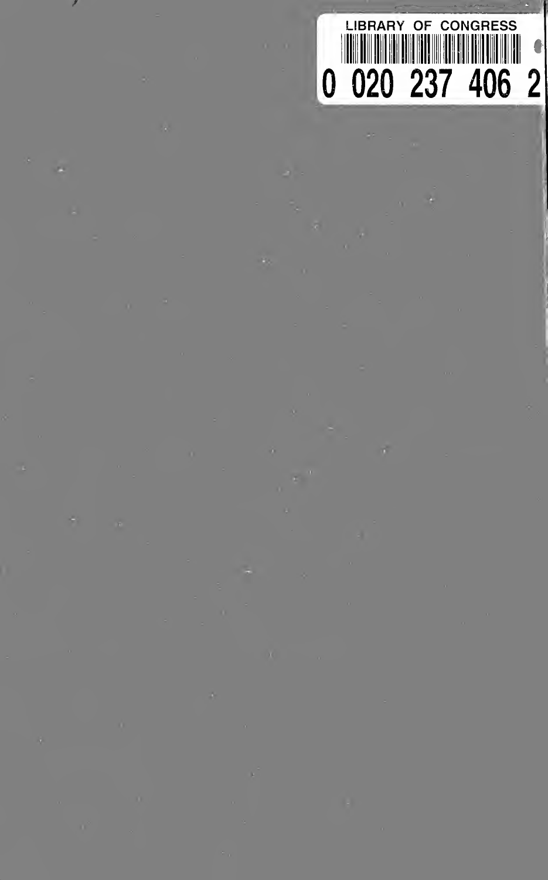LIBRARY OF CONGRESS

0 020 237 406 2